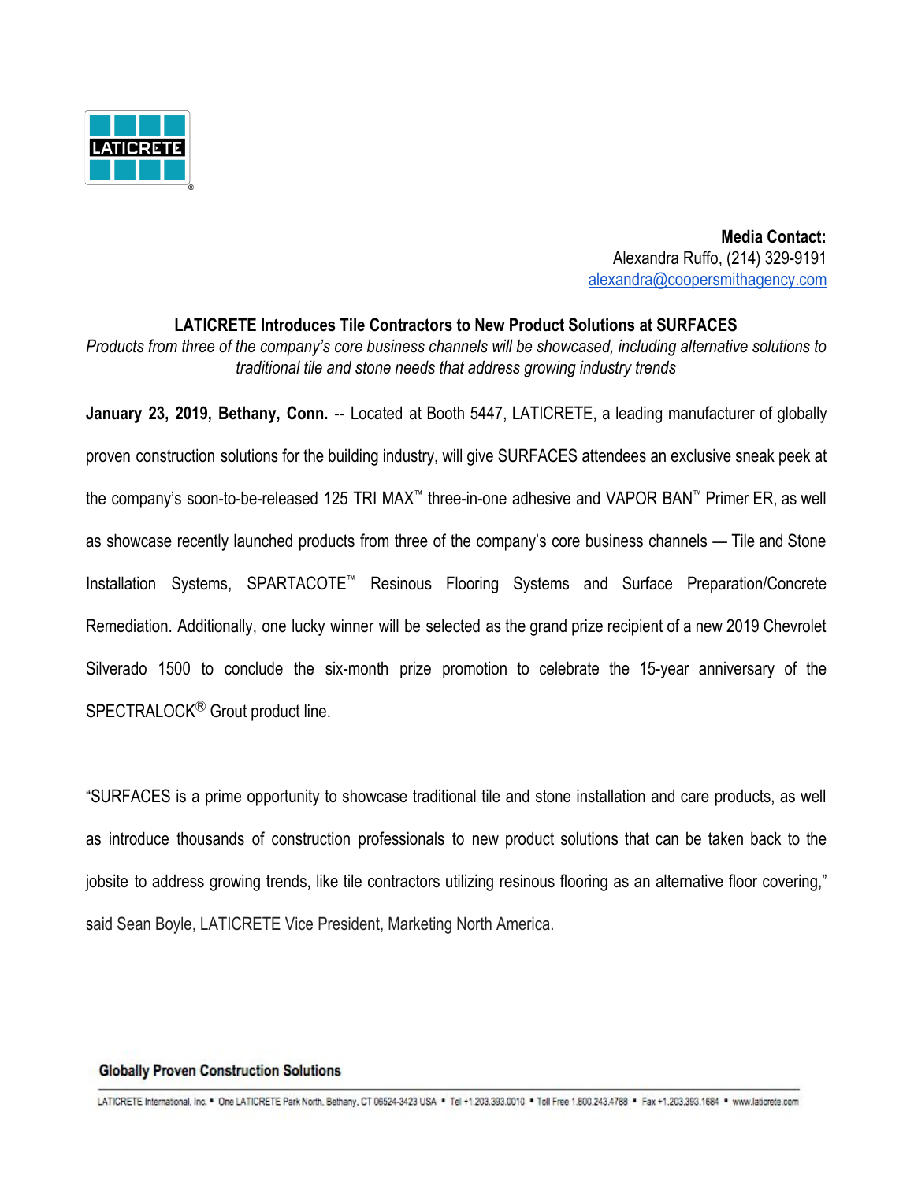LATICRETE

**Media Contact:**
Alexandra Ruffo, (214) 329-9191
alexandra@coopersmithagency.com

## LATICRETE Introduces Tile Contractors to New Product Solutions at SURFACES

*Products from three of the company's core business channels will be showcased, including alternative solutions to traditional tile and stone needs that address growing industry trends*

**January 23, 2019, Bethany, Conn.** -- Located at Booth 5447, LATICRETE, a leading manufacturer of globally proven construction solutions for the building industry, will give SURFACES attendees an exclusive sneak peek at the company's soon-to-be-released 125 TRI MAX™ three-in-one adhesive and VAPOR BAN™ Primer ER, as well as showcase recently launched products from three of the company's core business channels — Tile and Stone Installation Systems, SPARTACOTE™ Resinous Flooring Systems and Surface Preparation/Concrete Remediation. Additionally, one lucky winner will be selected as the grand prize recipient of a new 2019 Chevrolet Silverado 1500 to conclude the six-month prize promotion to celebrate the 15-year anniversary of the SPECTRALOCK® Grout product line.

"SURFACES is a prime opportunity to showcase traditional tile and stone installation and care products, as well as introduce thousands of construction professionals to new product solutions that can be taken back to the jobsite to address growing trends, like tile contractors utilizing resinous flooring as an alternative floor covering," said Sean Boyle, LATICRETE Vice President, Marketing North America.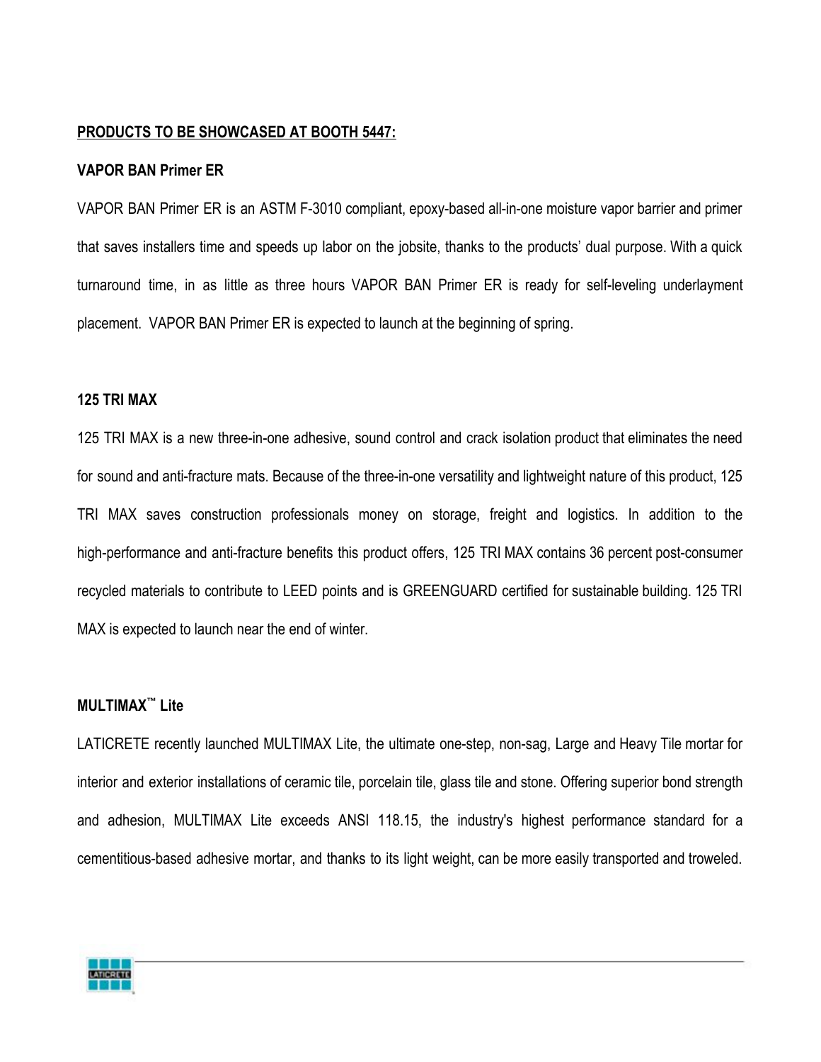**PRODUCTS TO BE SHOWCASED AT BOOTH 5447:**

**VAPOR BAN Primer ER**

VAPOR BAN Primer ER is an ASTM F-3010 compliant, epoxy-based all-in-one moisture vapor barrier and primer that saves installers time and speeds up labor on the jobsite, thanks to the products' dual purpose. With a quick turnaround time, in as little as three hours VAPOR BAN Primer ER is ready for self-leveling underlayment placement. VAPOR BAN Primer ER is expected to launch at the beginning of spring.

**125 TRI MAX**

125 TRI MAX is a new three-in-one adhesive, sound control and crack isolation product that eliminates the need for sound and anti-fracture mats. Because of the three-in-one versatility and lightweight nature of this product, 125 TRI MAX saves construction professionals money on storage, freight and logistics. In addition to the high-performance and anti-fracture benefits this product offers, 125 TRI MAX contains 36 percent post-consumer recycled materials to contribute to LEED points and is GREENGUARD certified for sustainable building. 125 TRI MAX is expected to launch near the end of winter.

**MULTIMAX™ Lite**

LATICRETE recently launched MULTIMAX Lite, the ultimate one-step, non-sag, Large and Heavy Tile mortar for interior and exterior installations of ceramic tile, porcelain tile, glass tile and stone. Offering superior bond strength and adhesion, MULTIMAX Lite exceeds ANSI 118.15, the industry's highest performance standard for a cementitious-based adhesive mortar, and thanks to its light weight, can be more easily transported and troweled.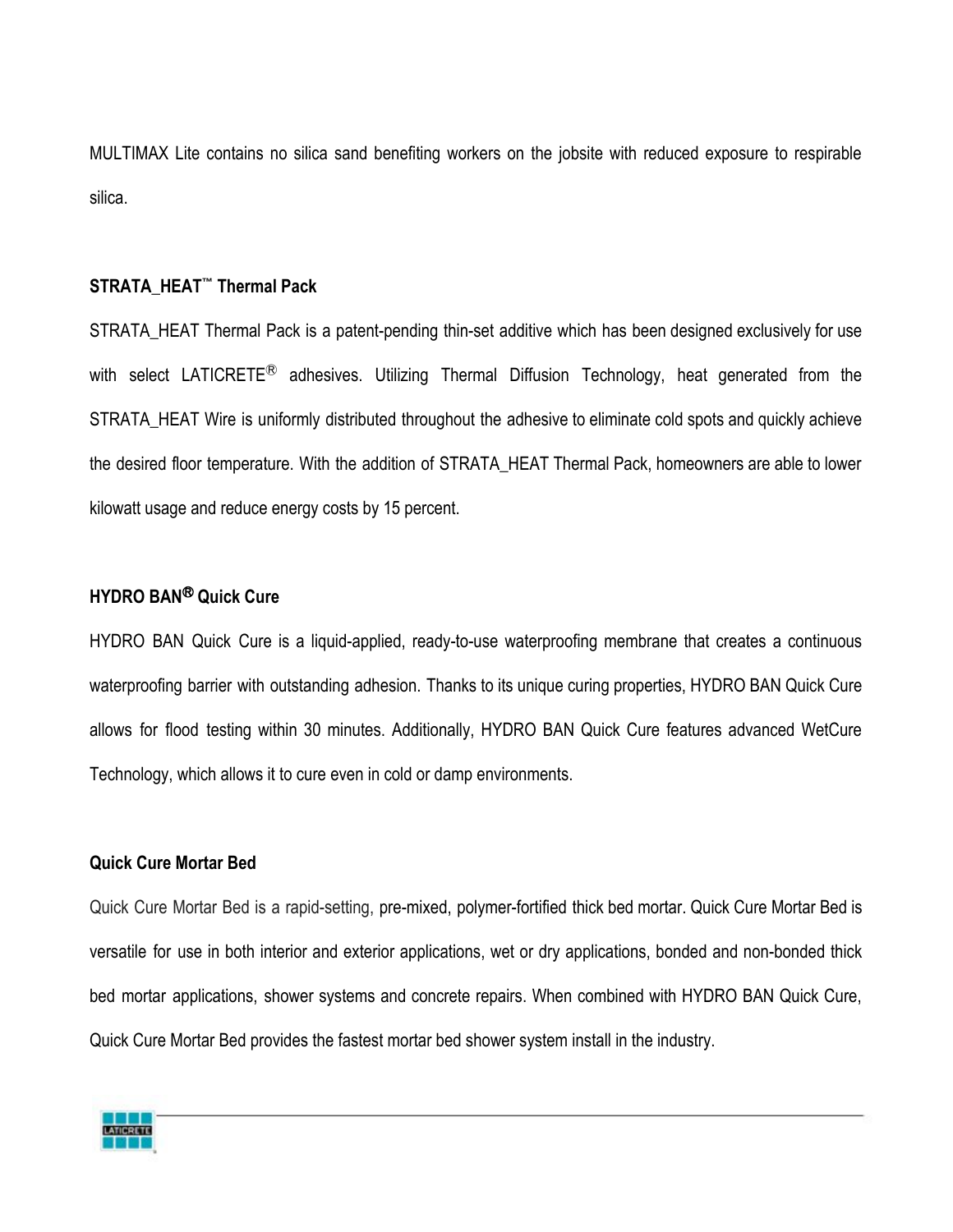MULTIMAX Lite contains no silica sand benefiting workers on the jobsite with reduced exposure to respirable silica.

**STRATA_HEAT™ Thermal Pack**

STRATA_HEAT Thermal Pack is a patent-pending thin-set additive which has been designed exclusively for use with select LATICRETE® adhesives. Utilizing Thermal Diffusion Technology, heat generated from the STRATA_HEAT Wire is uniformly distributed throughout the adhesive to eliminate cold spots and quickly achieve the desired floor temperature. With the addition of STRATA_HEAT Thermal Pack, homeowners are able to lower kilowatt usage and reduce energy costs by 15 percent.

**HYDRO BAN® Quick Cure**

HYDRO BAN Quick Cure is a liquid-applied, ready-to-use waterproofing membrane that creates a continuous waterproofing barrier with outstanding adhesion. Thanks to its unique curing properties, HYDRO BAN Quick Cure allows for flood testing within 30 minutes. Additionally, HYDRO BAN Quick Cure features advanced WetCure Technology, which allows it to cure even in cold or damp environments.

**Quick Cure Mortar Bed**

Quick Cure Mortar Bed is a rapid-setting, pre-mixed, polymer-fortified thick bed mortar. Quick Cure Mortar Bed is versatile for use in both interior and exterior applications, wet or dry applications, bonded and non-bonded thick bed mortar applications, shower systems and concrete repairs. When combined with HYDRO BAN Quick Cure, Quick Cure Mortar Bed provides the fastest mortar bed shower system install in the industry.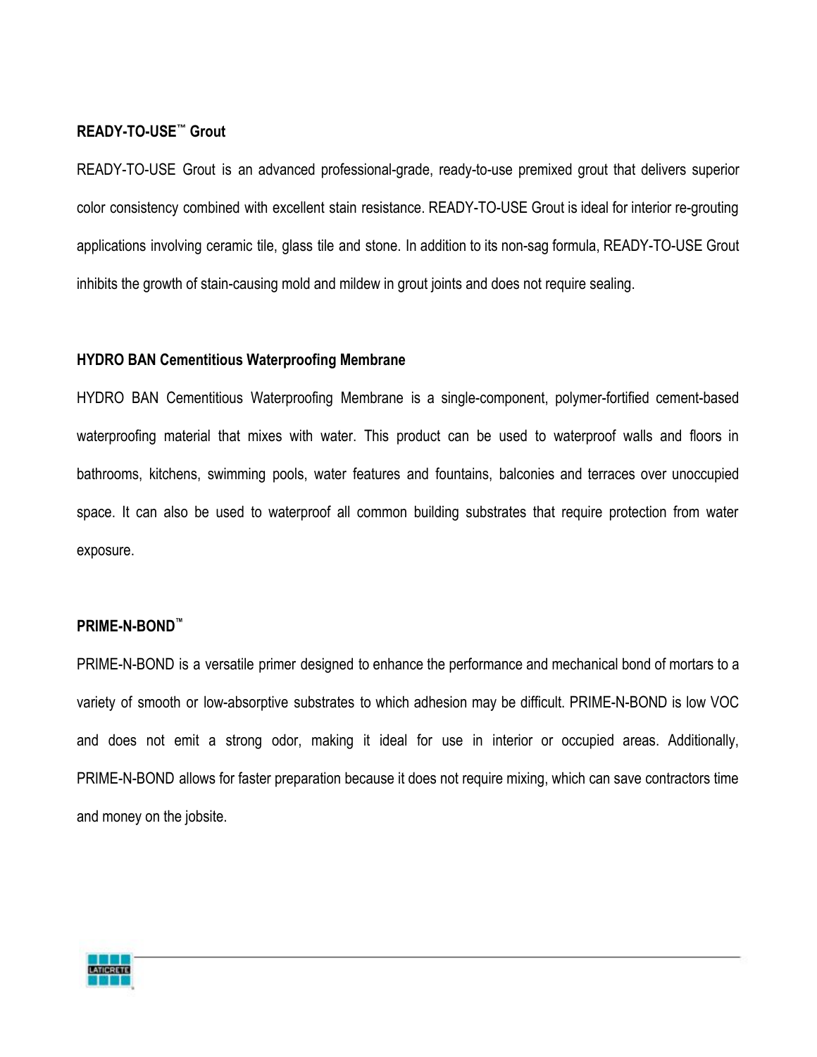**READY-TO-USE™ Grout**

READY-TO-USE Grout is an advanced professional-grade, ready-to-use premixed grout that delivers superior color consistency combined with excellent stain resistance. READY-TO-USE Grout is ideal for interior re-grouting applications involving ceramic tile, glass tile and stone. In addition to its non-sag formula, READY-TO-USE Grout inhibits the growth of stain-causing mold and mildew in grout joints and does not require sealing.

**HYDRO BAN Cementitious Waterproofing Membrane**

HYDRO BAN Cementitious Waterproofing Membrane is a single-component, polymer-fortified cement-based waterproofing material that mixes with water. This product can be used to waterproof walls and floors in bathrooms, kitchens, swimming pools, water features and fountains, balconies and terraces over unoccupied space. It can also be used to waterproof all common building substrates that require protection from water exposure.

**PRIME-N-BOND™**

PRIME-N-BOND is a versatile primer designed to enhance the performance and mechanical bond of mortars to a variety of smooth or low-absorptive substrates to which adhesion may be difficult. PRIME-N-BOND is low VOC and does not emit a strong odor, making it ideal for use in interior or occupied areas. Additionally, PRIME-N-BOND allows for faster preparation because it does not require mixing, which can save contractors time and money on the jobsite.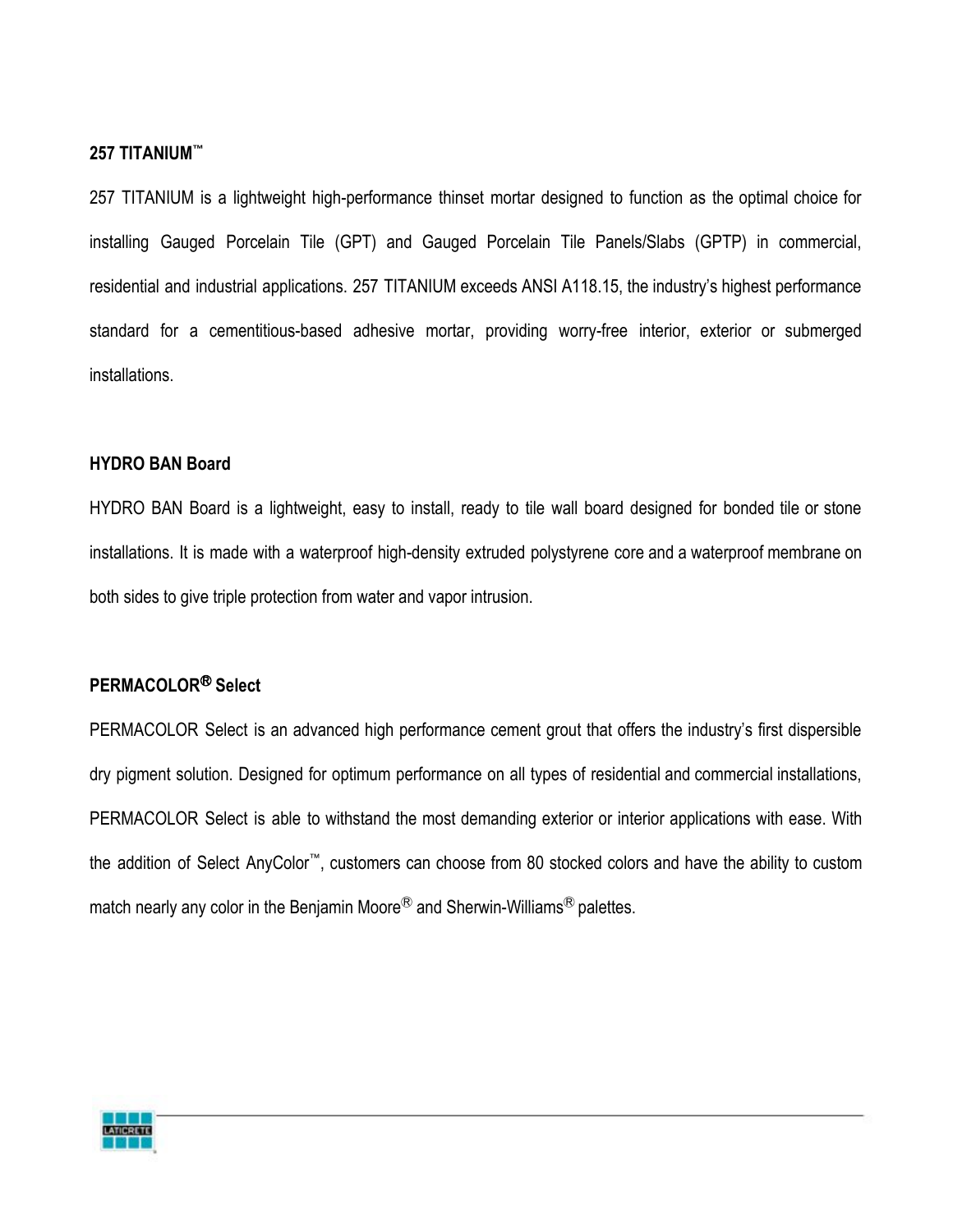**257 TITANIUM™**

257 TITANIUM is a lightweight high-performance thinset mortar designed to function as the optimal choice for installing Gauged Porcelain Tile (GPT) and Gauged Porcelain Tile Panels/Slabs (GPTP) in commercial, residential and industrial applications. 257 TITANIUM exceeds ANSI A118.15, the industry's highest performance standard for a cementitious-based adhesive mortar, providing worry-free interior, exterior or submerged installations.

**HYDRO BAN Board**

HYDRO BAN Board is a lightweight, easy to install, ready to tile wall board designed for bonded tile or stone installations. It is made with a waterproof high-density extruded polystyrene core and a waterproof membrane on both sides to give triple protection from water and vapor intrusion.

**PERMACOLOR® Select**

PERMACOLOR Select is an advanced high performance cement grout that offers the industry's first dispersible dry pigment solution. Designed for optimum performance on all types of residential and commercial installations, PERMACOLOR Select is able to withstand the most demanding exterior or interior applications with ease. With the addition of Select AnyColor™, customers can choose from 80 stocked colors and have the ability to custom match nearly any color in the Benjamin Moore® and Sherwin-Williams® palettes.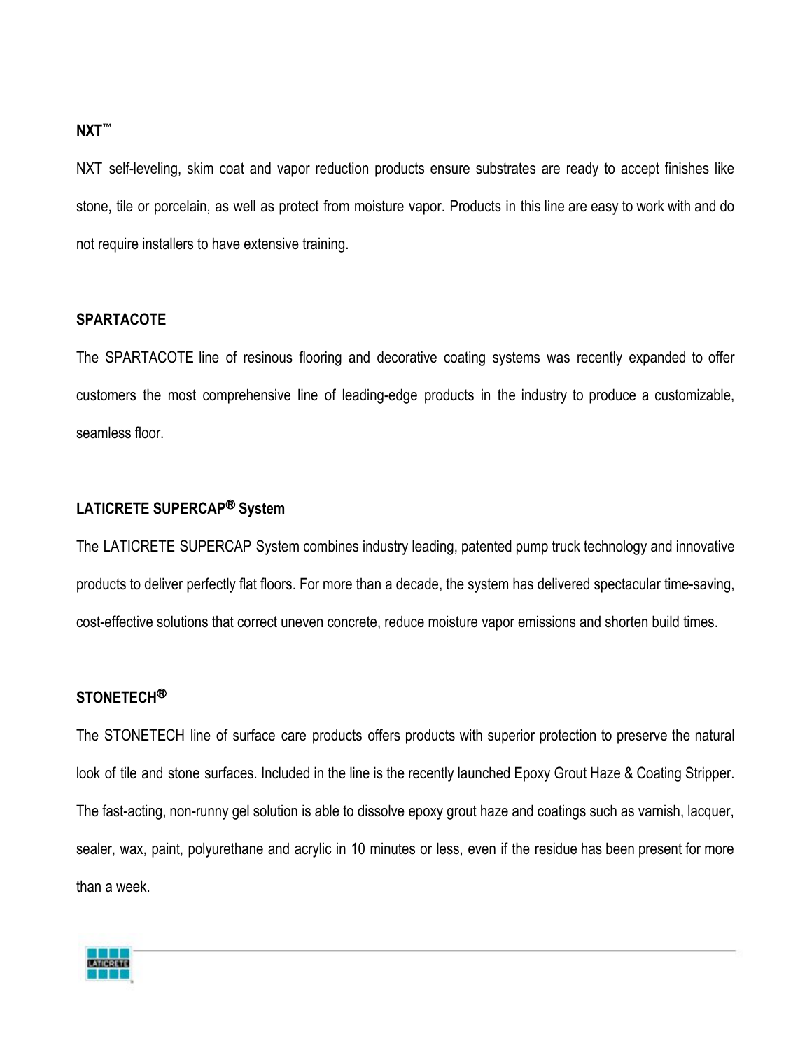**NXT™**

NXT self-leveling, skim coat and vapor reduction products ensure substrates are ready to accept finishes like stone, tile or porcelain, as well as protect from moisture vapor. Products in this line are easy to work with and do not require installers to have extensive training.

**SPARTACOTE**

The SPARTACOTE line of resinous flooring and decorative coating systems was recently expanded to offer customers the most comprehensive line of leading-edge products in the industry to produce a customizable, seamless floor.

**LATICRETE SUPERCAP® System**

The LATICRETE SUPERCAP System combines industry leading, patented pump truck technology and innovative products to deliver perfectly flat floors. For more than a decade, the system has delivered spectacular time-saving, cost-effective solutions that correct uneven concrete, reduce moisture vapor emissions and shorten build times.

**STONETECH®**

The STONETECH line of surface care products offers products with superior protection to preserve the natural look of tile and stone surfaces. Included in the line is the recently launched Epoxy Grout Haze & Coating Stripper. The fast-acting, non-runny gel solution is able to dissolve epoxy grout haze and coatings such as varnish, lacquer, sealer, wax, paint, polyurethane and acrylic in 10 minutes or less, even if the residue has been present for more than a week.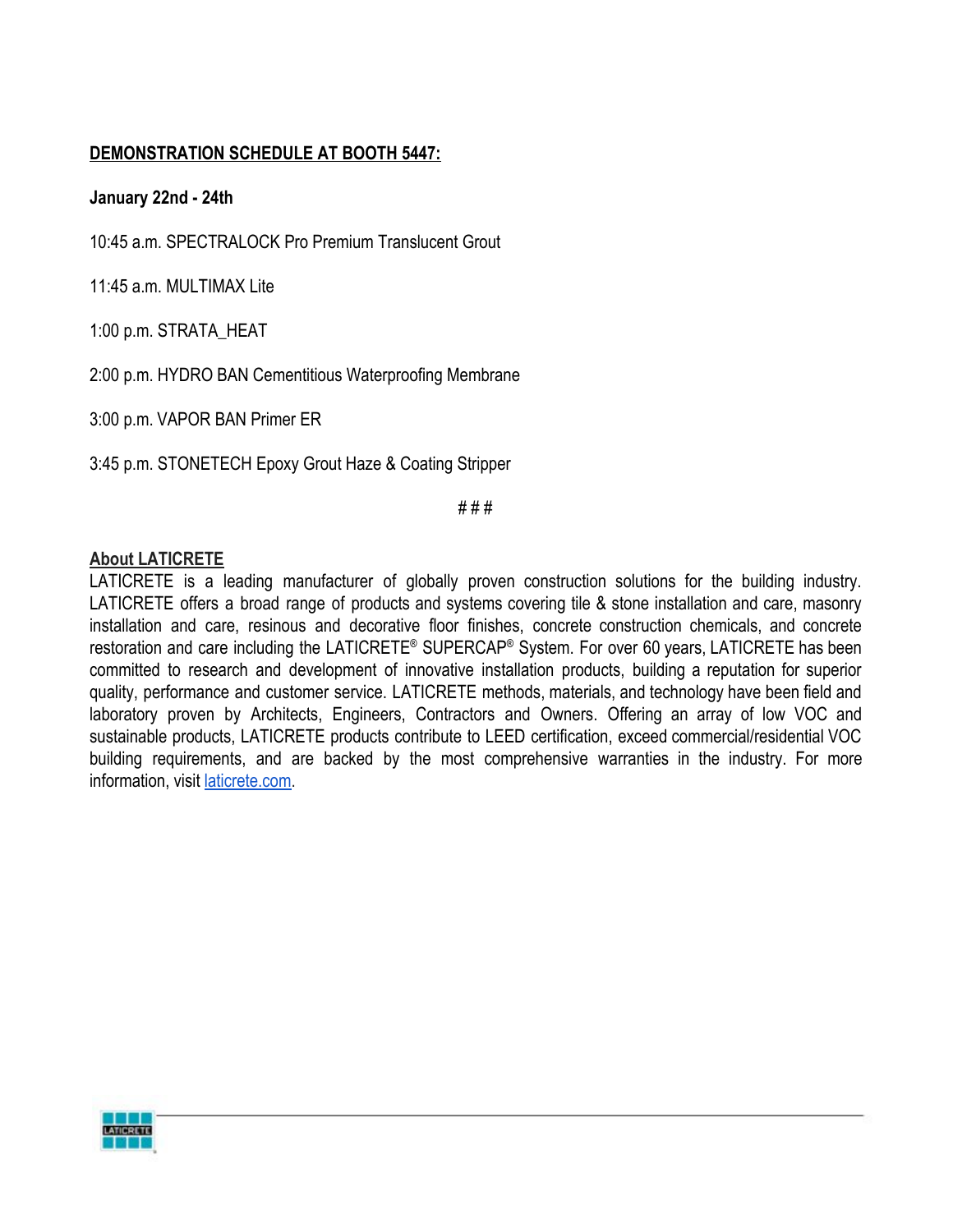**DEMONSTRATION SCHEDULE AT BOOTH 5447:**

**January 22nd - 24th**

10:45 a.m. SPECTRALOCK Pro Premium Translucent Grout

11:45 a.m. MULTIMAX Lite

1:00 p.m. STRATA_HEAT

2:00 p.m. HYDRO BAN Cementitious Waterproofing Membrane

3:00 p.m. VAPOR BAN Primer ER

3:45 p.m. STONETECH Epoxy Grout Haze & Coating Stripper

# # #

**About LATICRETE**

LATICRETE is a leading manufacturer of globally proven construction solutions for the building industry. LATICRETE offers a broad range of products and systems covering tile & stone installation and care, masonry installation and care, resinous and decorative floor finishes, concrete construction chemicals, and concrete restoration and care including the LATICRETE® SUPERCAP® System. For over 60 years, LATICRETE has been committed to research and development of innovative installation products, building a reputation for superior quality, performance and customer service. LATICRETE methods, materials, and technology have been field and laboratory proven by Architects, Engineers, Contractors and Owners. Offering an array of low VOC and sustainable products, LATICRETE products contribute to LEED certification, exceed commercial/residential VOC building requirements, and are backed by the most comprehensive warranties in the industry. For more information, visit laticrete.com.